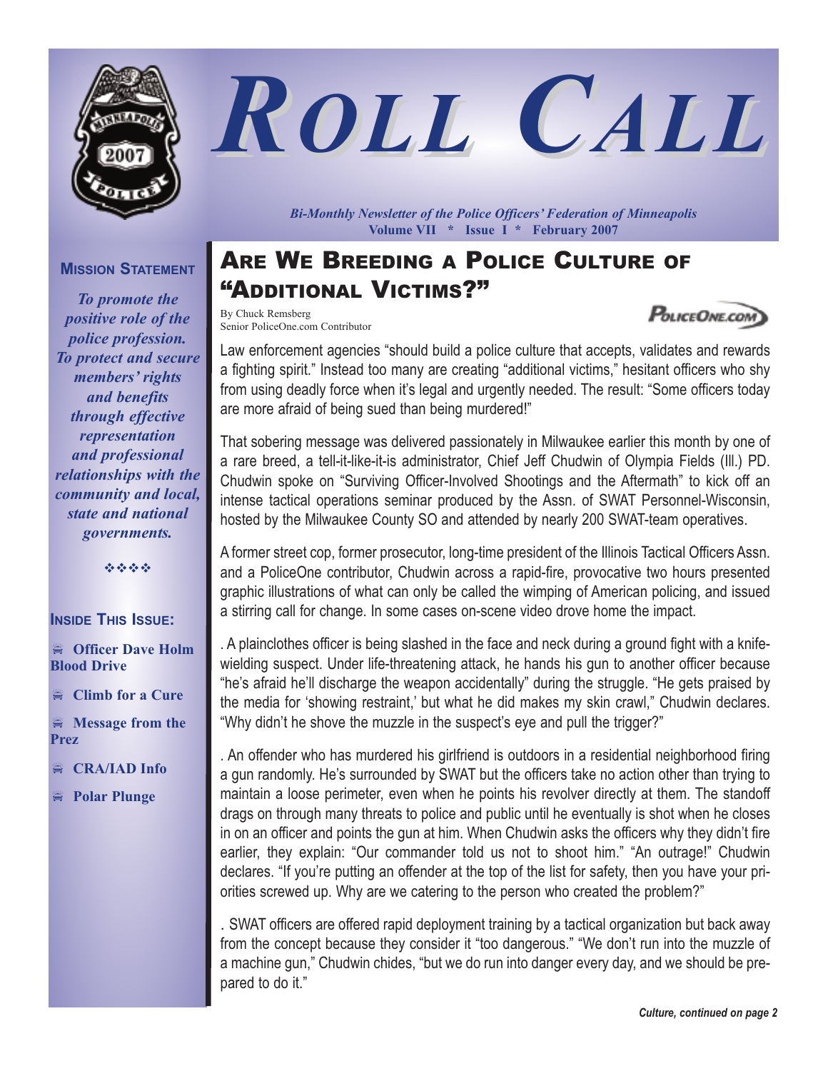# Roll Call

*Bi-Monthly Newsletter of the Police Officers' Federation of Minneapolis*
**Volume VII * Issue I * February 2007**

**Mission Statement**

***To promote the positive role of the police profession. To protect and secure members' rights and benefits through effective representation and professional relationships with the community and local, state and national governments.***

**Inside This Issue:**

- **Officer Dave Holm Blood Drive**
- **Climb for a Cure**
- **Message from the Prez**
- **CRA/IAD Info**
- **Polar Plunge**

## Are We Breeding a Police Culture of "Additional Victims?"

By Chuck Remsberg
Senior PoliceOne.com Contributor

PoliceOne.com

Law enforcement agencies "should build a police culture that accepts, validates and rewards a fighting spirit." Instead too many are creating "additional victims," hesitant officers who shy from using deadly force when it's legal and urgently needed. The result: "Some officers today are more afraid of being sued than being murdered!"

That sobering message was delivered passionately in Milwaukee earlier this month by one of a rare breed, a tell-it-like-it-is administrator, Chief Jeff Chudwin of Olympia Fields (Ill.) PD. Chudwin spoke on "Surviving Officer-Involved Shootings and the Aftermath" to kick off an intense tactical operations seminar produced by the Assn. of SWAT Personnel-Wisconsin, hosted by the Milwaukee County SO and attended by nearly 200 SWAT-team operatives.

A former street cop, former prosecutor, long-time president of the Illinois Tactical Officers Assn. and a PoliceOne contributor, Chudwin across a rapid-fire, provocative two hours presented graphic illustrations of what can only be called the wimping of American policing, and issued a stirring call for change. In some cases on-scene video drove home the impact.

. A plainclothes officer is being slashed in the face and neck during a ground fight with a knife-wielding suspect. Under life-threatening attack, he hands his gun to another officer because "he's afraid he'll discharge the weapon accidentally" during the struggle. "He gets praised by the media for 'showing restraint,' but what he did makes my skin crawl," Chudwin declares. "Why didn't he shove the muzzle in the suspect's eye and pull the trigger?"

. An offender who has murdered his girlfriend is outdoors in a residential neighborhood firing a gun randomly. He's surrounded by SWAT but the officers take no action other than trying to maintain a loose perimeter, even when he points his revolver directly at them. The standoff drags on through many threats to police and public until he eventually is shot when he closes in on an officer and points the gun at him. When Chudwin asks the officers why they didn't fire earlier, they explain: "Our commander told us not to shoot him." "An outrage!" Chudwin declares. "If you're putting an offender at the top of the list for safety, then you have your priorities screwed up. Why are we catering to the person who created the problem?"

. SWAT officers are offered rapid deployment training by a tactical organization but back away from the concept because they consider it "too dangerous." "We don't run into the muzzle of a machine gun," Chudwin chides, "but we do run into danger every day, and we should be prepared to do it."

*Culture, continued on page 2*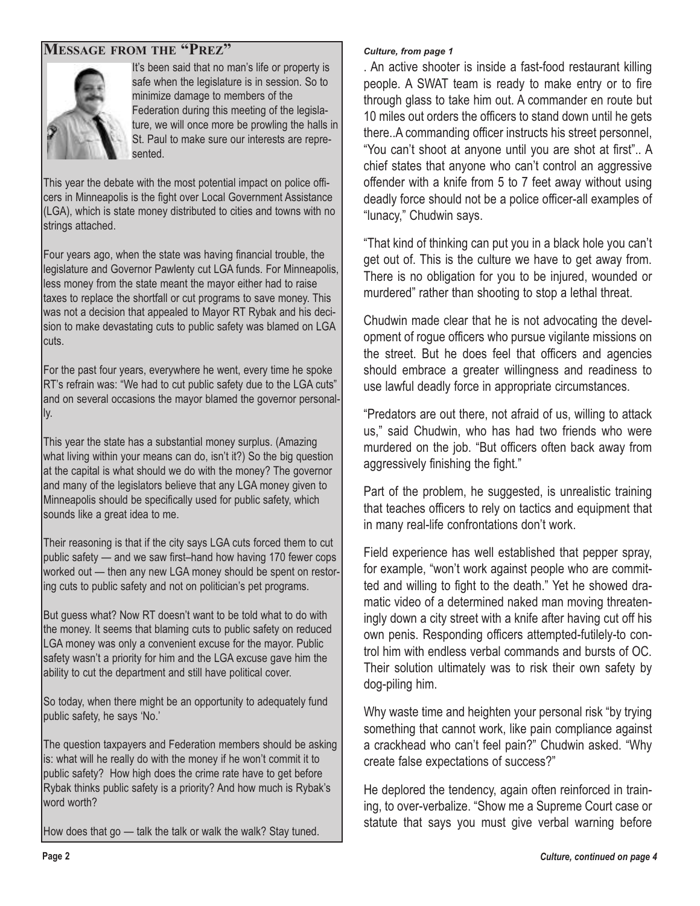## Message from the "Prez"

It's been said that no man's life or property is safe when the legislature is in session. So to minimize damage to members of the Federation during this meeting of the legislature, we will once more be prowling the halls in St. Paul to make sure our interests are represented.

This year the debate with the most potential impact on police officers in Minneapolis is the fight over Local Government Assistance (LGA), which is state money distributed to cities and towns with no strings attached.

Four years ago, when the state was having financial trouble, the legislature and Governor Pawlenty cut LGA funds. For Minneapolis, less money from the state meant the mayor either had to raise taxes to replace the shortfall or cut programs to save money. This was not a decision that appealed to Mayor RT Rybak and his decision to make devastating cuts to public safety was blamed on LGA cuts.

For the past four years, everywhere he went, every time he spoke RT's refrain was: "We had to cut public safety due to the LGA cuts" and on several occasions the mayor blamed the governor personally.

This year the state has a substantial money surplus. (Amazing what living within your means can do, isn't it?) So the big question at the capital is what should we do with the money? The governor and many of the legislators believe that any LGA money given to Minneapolis should be specifically used for public safety, which sounds like a great idea to me.

Their reasoning is that if the city says LGA cuts forced them to cut public safety — and we saw first–hand how having 170 fewer cops worked out — then any new LGA money should be spent on restoring cuts to public safety and not on politician's pet programs.

But guess what? Now RT doesn't want to be told what to do with the money. It seems that blaming cuts to public safety on reduced LGA money was only a convenient excuse for the mayor. Public safety wasn't a priority for him and the LGA excuse gave him the ability to cut the department and still have political cover.

So today, when there might be an opportunity to adequately fund public safety, he says 'No.'

The question taxpayers and Federation members should be asking is: what will he really do with the money if he won't commit it to public safety? How high does the crime rate have to get before Rybak thinks public safety is a priority? And how much is Rybak's word worth?

How does that go — talk the talk or walk the walk? Stay tuned.

*Culture, from page 1*

. An active shooter is inside a fast-food restaurant killing people. A SWAT team is ready to make entry or to fire through glass to take him out. A commander en route but 10 miles out orders the officers to stand down until he gets there..A commanding officer instructs his street personnel, "You can't shoot at anyone until you are shot at first".. A chief states that anyone who can't control an aggressive offender with a knife from 5 to 7 feet away without using deadly force should not be a police officer-all examples of "lunacy," Chudwin says.

"That kind of thinking can put you in a black hole you can't get out of. This is the culture we have to get away from. There is no obligation for you to be injured, wounded or murdered" rather than shooting to stop a lethal threat.

Chudwin made clear that he is not advocating the development of rogue officers who pursue vigilante missions on the street. But he does feel that officers and agencies should embrace a greater willingness and readiness to use lawful deadly force in appropriate circumstances.

"Predators are out there, not afraid of us, willing to attack us," said Chudwin, who has had two friends who were murdered on the job. "But officers often back away from aggressively finishing the fight."

Part of the problem, he suggested, is unrealistic training that teaches officers to rely on tactics and equipment that in many real-life confrontations don't work.

Field experience has well established that pepper spray, for example, "won't work against people who are committed and willing to fight to the death." Yet he showed dramatic video of a determined naked man moving threateningly down a city street with a knife after having cut off his own penis. Responding officers attempted-futilely-to control him with endless verbal commands and bursts of OC. Their solution ultimately was to risk their own safety by dog-piling him.

Why waste time and heighten your personal risk "by trying something that cannot work, like pain compliance against a crackhead who can't feel pain?" Chudwin asked. "Why create false expectations of success?"

He deplored the tendency, again often reinforced in training, to over-verbalize. "Show me a Supreme Court case or statute that says you must give verbal warning before

*Culture, continued on page 4*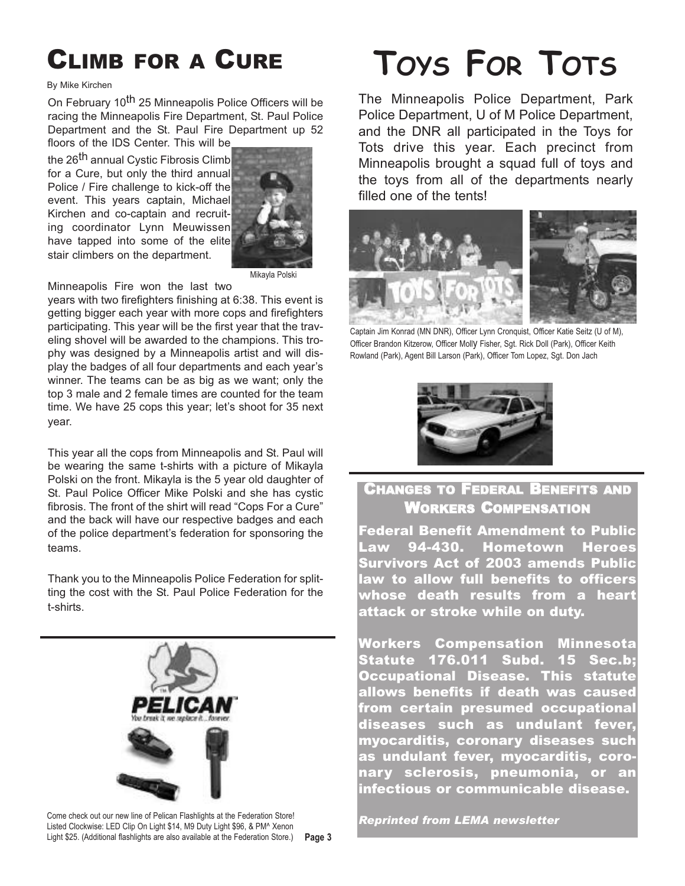# Climb for a Cure

By Mike Kirchen

On February 10th 25 Minneapolis Police Officers will be racing the Minneapolis Fire Department, St. Paul Police Department and the St. Paul Fire Department up 52 floors of the IDS Center. This will be the 26th annual Cystic Fibrosis Climb for a Cure, but only the third annual Police / Fire challenge to kick-off the event. This years captain, Michael Kirchen and co-captain and recruiting coordinator Lynn Meuwissen have tapped into some of the elite stair climbers on the department.

Mikayla Polski

Minneapolis Fire won the last two years with two firefighters finishing at 6:38. This event is getting bigger each year with more cops and firefighters participating. This year will be the first year that the traveling shovel will be awarded to the champions. This trophy was designed by a Minneapolis artist and will display the badges of all four departments and each year's winner. The teams can be as big as we want; only the top 3 male and 2 female times are counted for the team time. We have 25 cops this year; let's shoot for 35 next year.

This year all the cops from Minneapolis and St. Paul will be wearing the same t-shirts with a picture of Mikayla Polski on the front. Mikayla is the 5 year old daughter of St. Paul Police Officer Mike Polski and she has cystic fibrosis. The front of the shirt will read "Cops For a Cure" and the back will have our respective badges and each of the police department's federation for sponsoring the teams.

Thank you to the Minneapolis Police Federation for splitting the cost with the St. Paul Police Federation for the t-shirts.

Come check out our new line of Pelican Flashlights at the Federation Store! Listed Clockwise: LED Clip On Light $14, M9 Duty Light $96, & PM^ Xenon Light $25. (Additional flashlights are also available at the Federation Store.)

# Toys For Tots

The Minneapolis Police Department, Park Police Department, U of M Police Department, and the DNR all participated in the Toys for Tots drive this year. Each precinct from Minneapolis brought a squad full of toys and the toys from all of the departments nearly filled one of the tents!

Captain Jim Konrad (MN DNR), Officer Lynn Cronquist, Officer Katie Seitz (U of M), Officer Brandon Kitzerow, Officer Molly Fisher, Sgt. Rick Doll (Park), Officer Keith Rowland (Park), Agent Bill Larson (Park), Officer Tom Lopez, Sgt. Don Jach

## Changes to Federal Benefits and Workers Compensation

**Federal Benefit Amendment to Public Law 94-430. Hometown Heroes Survivors Act of 2003 amends Public law to allow full benefits to officers whose death results from a heart attack or stroke while on duty.**

**Workers Compensation Minnesota Statute 176.011 Subd. 15 Sec.b; Occupational Disease. This statute allows benefits if death was caused from certain presumed occupational diseases such as undulant fever, myocarditis, coronary diseases such as undulant fever, myocarditis, coronary sclerosis, pneumonia, or an infectious or communicable disease.**

*Reprinted from LEMA newsletter*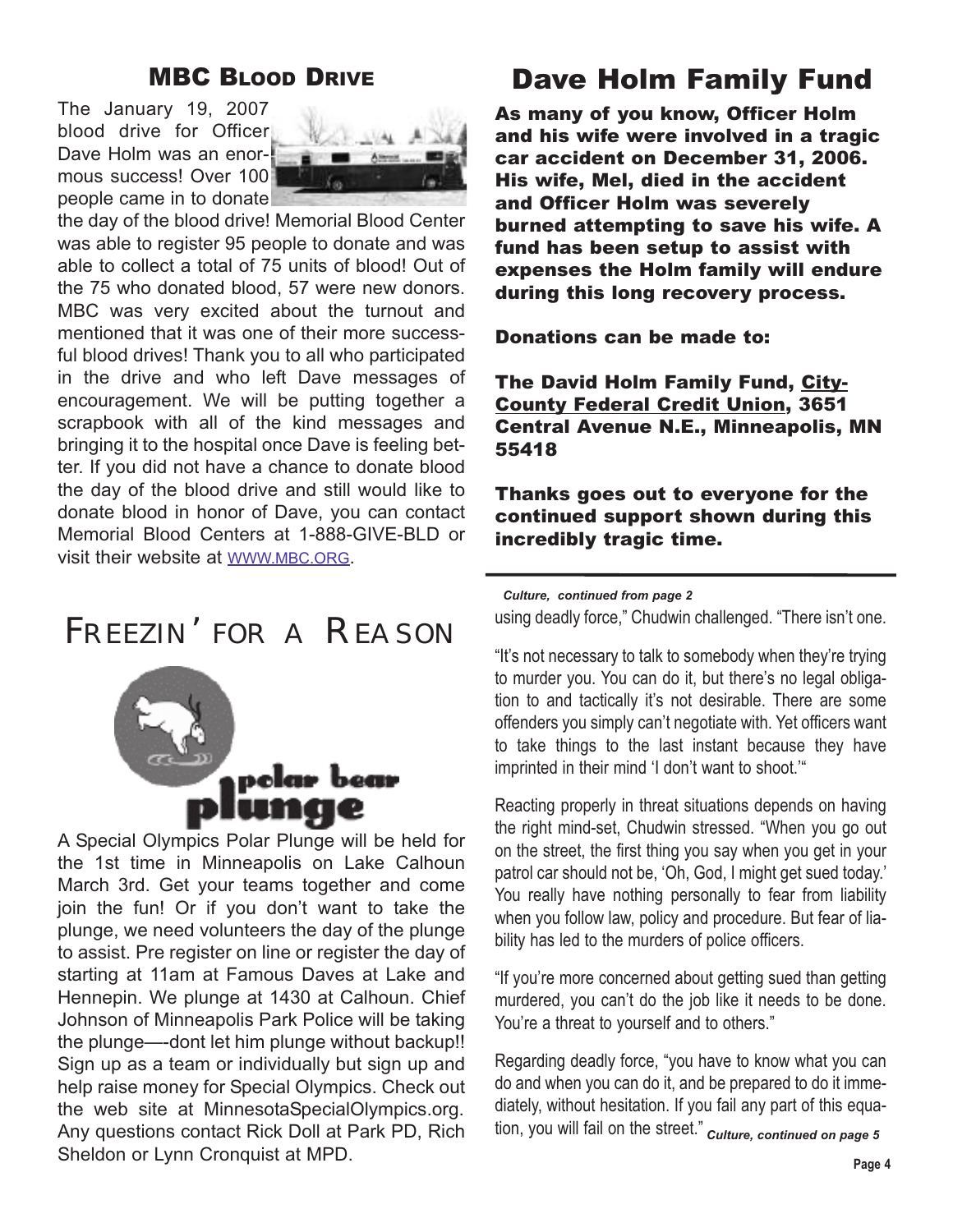## MBC Blood Drive

The January 19, 2007 blood drive for Officer Dave Holm was an enormous success! Over 100 people came in to donate the day of the blood drive! Memorial Blood Center was able to register 95 people to donate and was able to collect a total of 75 units of blood! Out of the 75 who donated blood, 57 were new donors. MBC was very excited about the turnout and mentioned that it was one of their more successful blood drives! Thank you to all who participated in the drive and who left Dave messages of encouragement. We will be putting together a scrapbook with all of the kind messages and bringing it to the hospital once Dave is feeling better. If you did not have a chance to donate blood the day of the blood drive and still would like to donate blood in honor of Dave, you can contact Memorial Blood Centers at 1-888-GIVE-BLD or visit their website at WWW.MBC.ORG.

## Freezin' for a Reason

polar bear plunge

A Special Olympics Polar Plunge will be held for the 1st time in Minneapolis on Lake Calhoun March 3rd. Get your teams together and come join the fun! Or if you don't want to take the plunge, we need volunteers the day of the plunge to assist. Pre register on line or register the day of starting at 11am at Famous Daves at Lake and Hennepin. We plunge at 1430 at Calhoun. Chief Johnson of Minneapolis Park Police will be taking the plunge—-dont let him plunge without backup!! Sign up as a team or individually but sign up and help raise money for Special Olympics. Check out the web site at MinnesotaSpecialOlympics.org. Any questions contact Rick Doll at Park PD, Rich Sheldon or Lynn Cronquist at MPD.

# Dave Holm Family Fund

**As many of you know, Officer Holm and his wife were involved in a tragic car accident on December 31, 2006. His wife, Mel, died in the accident and Officer Holm was severely burned attempting to save his wife. A fund has been setup to assist with expenses the Holm family will endure during this long recovery process.**

**Donations can be made to:**

**The David Holm Family Fund, City-County Federal Credit Union, 3651 Central Avenue N.E., Minneapolis, MN 55418**

**Thanks goes out to everyone for the continued support shown during this incredibly tragic time.**

***Culture, continued from page 2***

using deadly force," Chudwin challenged. "There isn't one.

"It's not necessary to talk to somebody when they're trying to murder you. You can do it, but there's no legal obligation to and tactically it's not desirable. There are some offenders you simply can't negotiate with. Yet officers want to take things to the last instant because they have imprinted in their mind 'I don't want to shoot.'"

Reacting properly in threat situations depends on having the right mind-set, Chudwin stressed. "When you go out on the street, the first thing you say when you get in your patrol car should not be, 'Oh, God, I might get sued today.' You really have nothing personally to fear from liability when you follow law, policy and procedure. But fear of liability has led to the murders of police officers.

"If you're more concerned about getting sued than getting murdered, you can't do the job like it needs to be done. You're a threat to yourself and to others."

Regarding deadly force, "you have to know what you can do and when you can do it, and be prepared to do it immediately, without hesitation. If you fail any part of this equation, you will fail on the street." ***Culture, continued on page 5***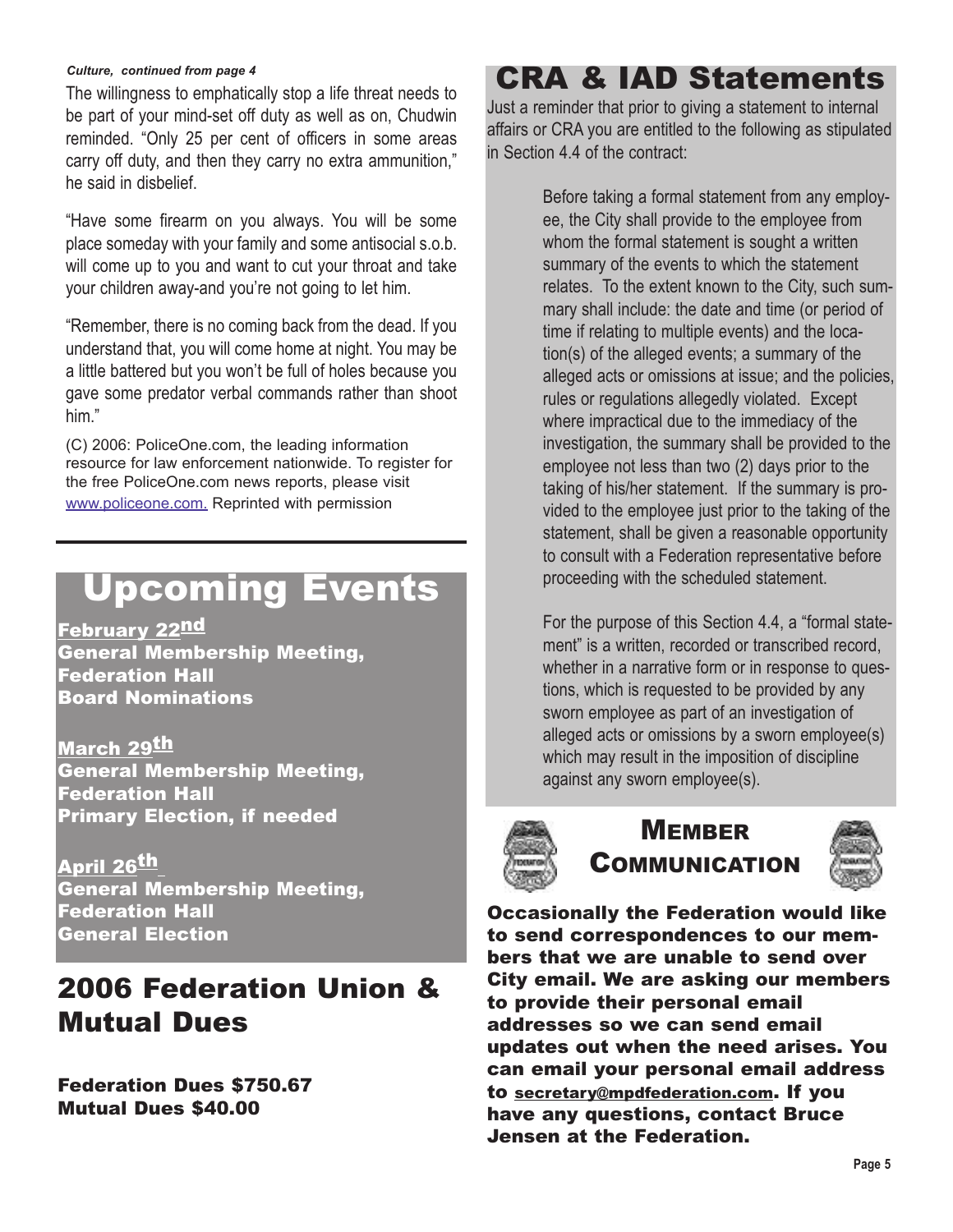*Culture, continued from page 4*

The willingness to emphatically stop a life threat needs to be part of your mind-set off duty as well as on, Chudwin reminded. "Only 25 per cent of officers in some areas carry off duty, and then they carry no extra ammunition," he said in disbelief.

"Have some firearm on you always. You will be some place someday with your family and some antisocial s.o.b. will come up to you and want to cut your throat and take your children away-and you're not going to let him.

"Remember, there is no coming back from the dead. If you understand that, you will come home at night. You may be a little battered but you won't be full of holes because you gave some predator verbal commands rather than shoot him."

(C) 2006: PoliceOne.com, the leading information resource for law enforcement nationwide. To register for the free PoliceOne.com news reports, please visit www.policeone.com. Reprinted with permission

# Upcoming Events

**February 22nd**
**General Membership Meeting, Federation Hall**
**Board Nominations**

**March 29th**
**General Membership Meeting, Federation Hall**
**Primary Election, if needed**

**April 26th**
**General Membership Meeting, Federation Hall**
**General Election**

## 2006 Federation Union & Mutual Dues

**Federation Dues $750.67**
**Mutual Dues $40.00**

# CRA & IAD Statements

Just a reminder that prior to giving a statement to internal affairs or CRA you are entitled to the following as stipulated in Section 4.4 of the contract:

> Before taking a formal statement from any employee, the City shall provide to the employee from whom the formal statement is sought a written summary of the events to which the statement relates. To the extent known to the City, such summary shall include: the date and time (or period of time if relating to multiple events) and the location(s) of the alleged events; a summary of the alleged acts or omissions at issue; and the policies, rules or regulations allegedly violated. Except where impractical due to the immediacy of the investigation, the summary shall be provided to the employee not less than two (2) days prior to the taking of his/her statement. If the summary is provided to the employee just prior to the taking of the statement, shall be given a reasonable opportunity to consult with a Federation representative before proceeding with the scheduled statement.
>
> For the purpose of this Section 4.4, a "formal statement" is a written, recorded or transcribed record, whether in a narrative form or in response to questions, which is requested to be provided by any sworn employee as part of an investigation of alleged acts or omissions by a sworn employee(s) which may result in the imposition of discipline against any sworn employee(s).

## Member Communication

**Occasionally the Federation would like to send correspondences to our members that we are unable to send over City email. We are asking our members to provide their personal email addresses so we can send email updates out when the need arises. You can email your personal email address to secretary@mpdfederation.com. If you have any questions, contact Bruce Jensen at the Federation.**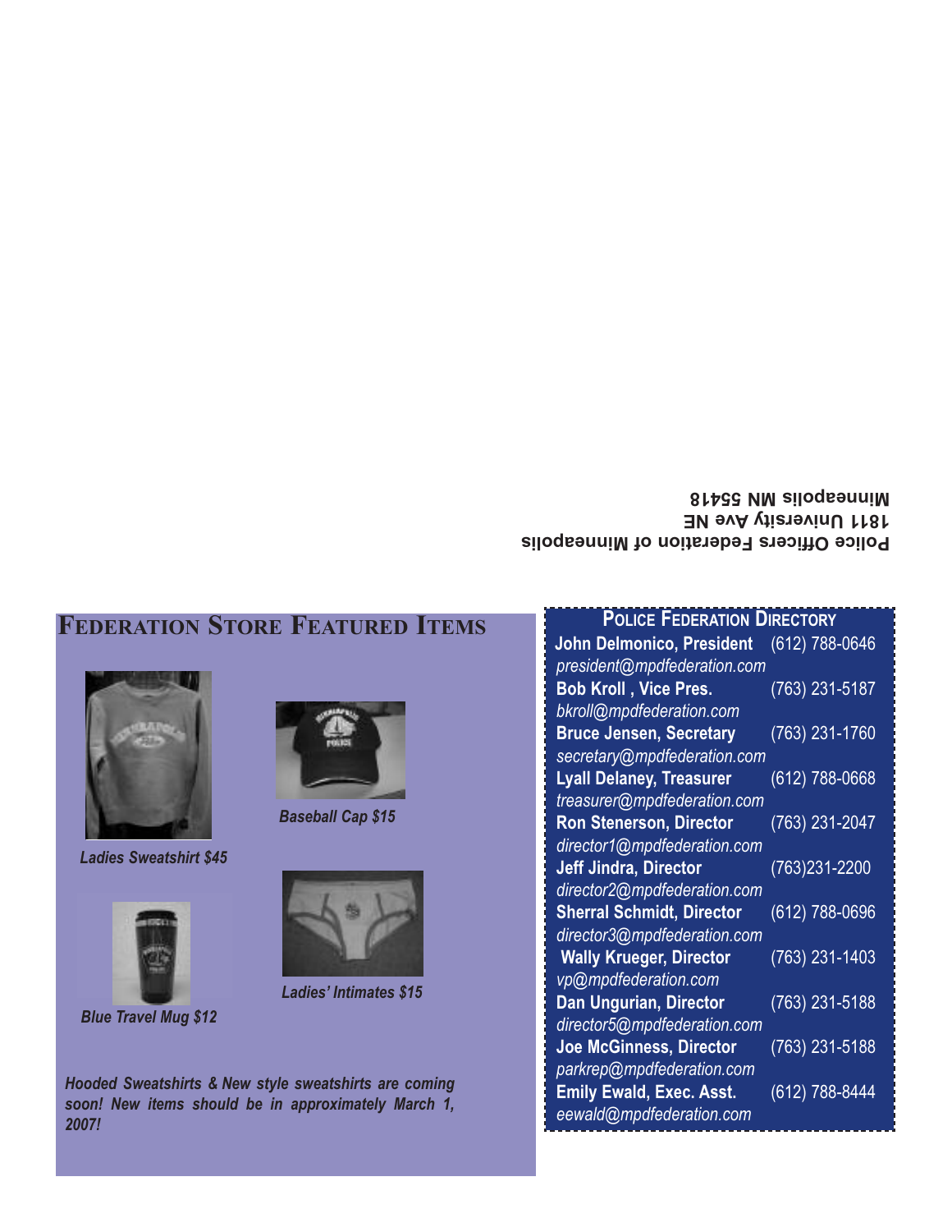Police Officers Federation of Minneapolis
1811 University Ave NE
Minneapolis MN 55418

## Federation Store Featured Items

*Ladies Sweatshirt $45*

*Baseball Cap $15*

*Blue Travel Mug $12*

*Ladies' Intimates $15*

*Hooded Sweatshirts & New style sweatshirts are coming soon! New items should be in approximately March 1, 2007!*

## Police Federation Directory

**John Delmonico, President** (612) 788-0646
*president@mpdfederation.com*

**Bob Kroll , Vice Pres.** (763) 231-5187
*bkroll@mpdfederation.com*

**Bruce Jensen, Secretary** (763) 231-1760
*secretary@mpdfederation.com*

**Lyall Delaney, Treasurer** (612) 788-0668
*treasurer@mpdfederation.com*

**Ron Stenerson, Director** (763) 231-2047
*director1@mpdfederation.com*

**Jeff Jindra, Director** (763)231-2200
*director2@mpdfederation.com*

**Sherral Schmidt, Director** (612) 788-0696
*director3@mpdfederation.com*

**Wally Krueger, Director** (763) 231-1403
*vp@mpdfederation.com*

**Dan Ungurian, Director** (763) 231-5188
*director5@mpdfederation.com*

**Joe McGinness, Director** (763) 231-5188
*parkrep@mpdfederation.com*

**Emily Ewald, Exec. Asst.** (612) 788-8444
*eewald@mpdfederation.com*